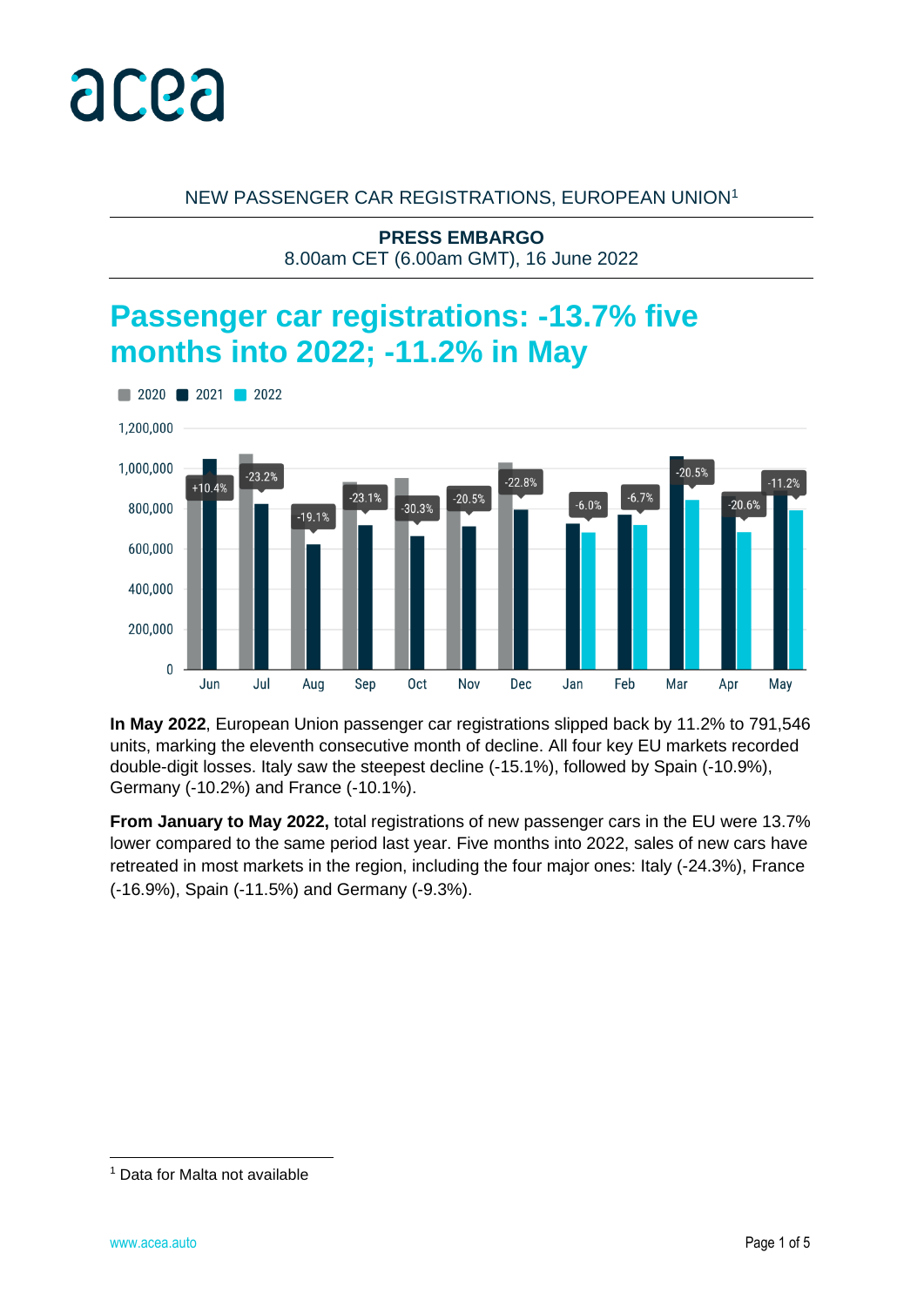NEW PASSENGER CAR REGISTRATIONS, EUROPEAN UNION[1]

**PRESS EMBARGO**
8.00am CET (6.00am GMT), 16 June 2022

# Passenger car registrations: -13.7% five months into 2022; -11.2% in May

**In May 2022**, European Union passenger car registrations slipped back by 11.2% to 791,546 units, marking the eleventh consecutive month of decline. All four key EU markets recorded double-digit losses. Italy saw the steepest decline (-15.1%), followed by Spain (-10.9%), Germany (-10.2%) and France (-10.1%).

**From January to May 2022,** total registrations of new passenger cars in the EU were 13.7% lower compared to the same period last year. Five months into 2022, sales of new cars have retreated in most markets in the region, including the four major ones: Italy (-24.3%), France (-16.9%), Spain (-11.5%) and Germany (-9.3%).

[1] Data for Malta not available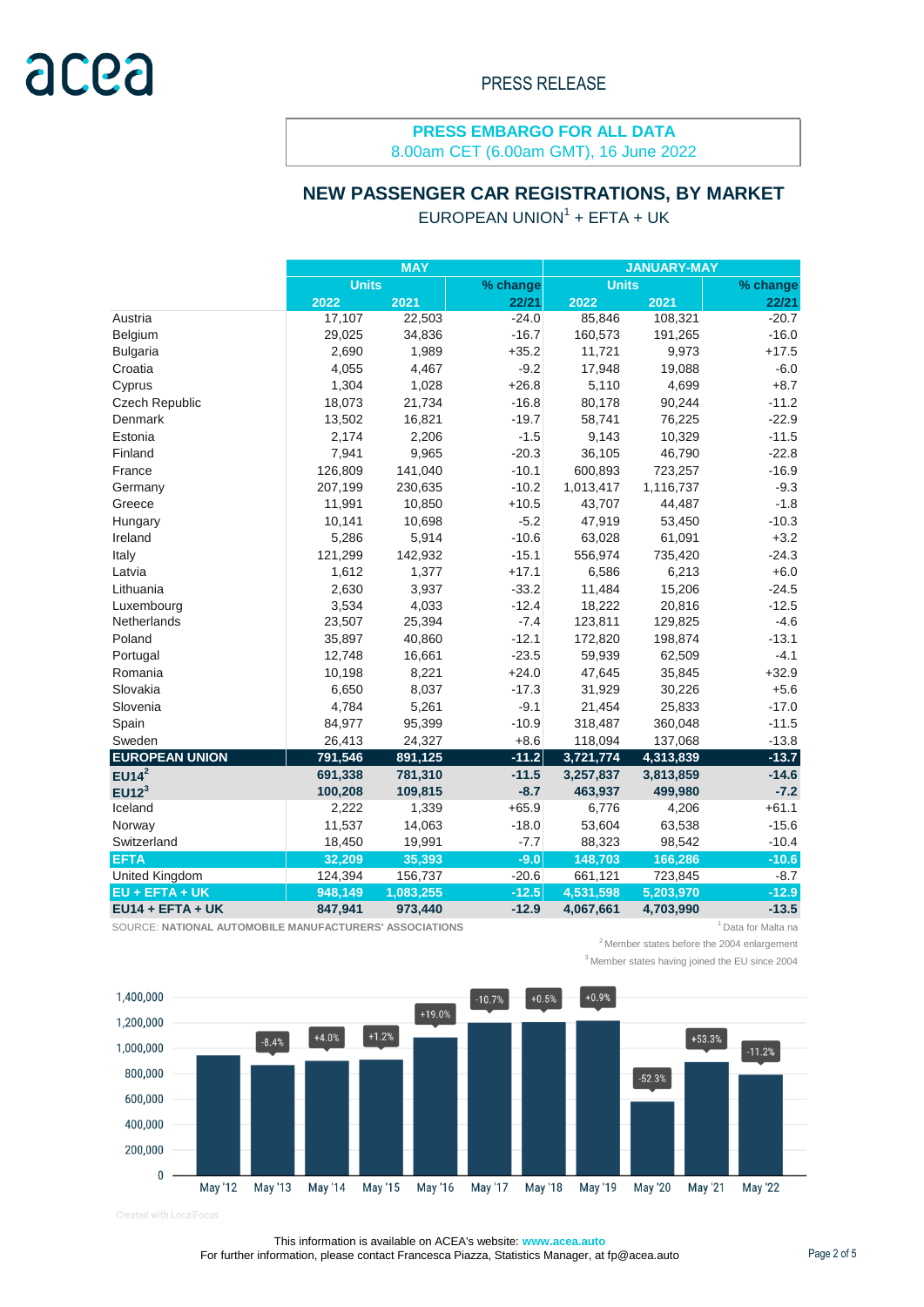PRESS RELEASE

**PRESS EMBARGO FOR ALL DATA**
8.00am CET (6.00am GMT), 16 June 2022

## NEW PASSENGER CAR REGISTRATIONS, BY MARKET

EUROPEAN UNION[1] + EFTA + UK

| | MAY | | | JANUARY-MAY | | |
|---|---|---|---|---|---|---|
| | Units | | % change | Units | | % change |
| | 2022 | 2021 | 22/21 | 2022 | 2021 | 22/21 |
| Austria | 17,107 | 22,503 | -24.0 | 85,846 | 108,321 | -20.7 |
| Belgium | 29,025 | 34,836 | -16.7 | 160,573 | 191,265 | -16.0 |
| Bulgaria | 2,690 | 1,989 | +35.2 | 11,721 | 9,973 | +17.5 |
| Croatia | 4,055 | 4,467 | -9.2 | 17,948 | 19,088 | -6.0 |
| Cyprus | 1,304 | 1,028 | +26.8 | 5,110 | 4,699 | +8.7 |
| Czech Republic | 18,073 | 21,734 | -16.8 | 80,178 | 90,244 | -11.2 |
| Denmark | 13,502 | 16,821 | -19.7 | 58,741 | 76,225 | -22.9 |
| Estonia | 2,174 | 2,206 | -1.5 | 9,143 | 10,329 | -11.5 |
| Finland | 7,941 | 9,965 | -20.3 | 36,105 | 46,790 | -22.8 |
| France | 126,809 | 141,040 | -10.1 | 600,893 | 723,257 | -16.9 |
| Germany | 207,199 | 230,635 | -10.2 | 1,013,417 | 1,116,737 | -9.3 |
| Greece | 11,991 | 10,850 | +10.5 | 43,707 | 44,487 | -1.8 |
| Hungary | 10,141 | 10,698 | -5.2 | 47,919 | 53,450 | -10.3 |
| Ireland | 5,286 | 5,914 | -10.6 | 63,028 | 61,091 | +3.2 |
| Italy | 121,299 | 142,932 | -15.1 | 556,974 | 735,420 | -24.3 |
| Latvia | 1,612 | 1,377 | +17.1 | 6,586 | 6,213 | +6.0 |
| Lithuania | 2,630 | 3,937 | -33.2 | 11,484 | 15,206 | -24.5 |
| Luxembourg | 3,534 | 4,033 | -12.4 | 18,222 | 20,816 | -12.5 |
| Netherlands | 23,507 | 25,394 | -7.4 | 123,811 | 129,825 | -4.6 |
| Poland | 35,897 | 40,860 | -12.1 | 172,820 | 198,874 | -13.1 |
| Portugal | 12,748 | 16,661 | -23.5 | 59,939 | 62,509 | -4.1 |
| Romania | 10,198 | 8,221 | +24.0 | 47,645 | 35,845 | +32.9 |
| Slovakia | 6,650 | 8,037 | -17.3 | 31,929 | 30,226 | +5.6 |
| Slovenia | 4,784 | 5,261 | -9.1 | 21,454 | 25,833 | -17.0 |
| Spain | 84,977 | 95,399 | -10.9 | 318,487 | 360,048 | -11.5 |
| Sweden | 26,413 | 24,327 | +8.6 | 118,094 | 137,068 | -13.8 |
| **EUROPEAN UNION** | **791,546** | **891,125** | **-11.2** | **3,721,774** | **4,313,839** | **-13.7** |
| **EU14[2]** | **691,338** | **781,310** | **-11.5** | **3,257,837** | **3,813,859** | **-14.6** |
| **EU12[3]** | **100,208** | **109,815** | **-8.7** | **463,937** | **499,980** | **-7.2** |
| Iceland | 2,222 | 1,339 | +65.9 | 6,776 | 4,206 | +61.1 |
| Norway | 11,537 | 14,063 | -18.0 | 53,604 | 63,538 | -15.6 |
| Switzerland | 18,450 | 19,991 | -7.7 | 88,323 | 98,542 | -10.4 |
| **EFTA** | **32,209** | **35,393** | **-9.0** | **148,703** | **166,286** | **-10.6** |
| United Kingdom | 124,394 | 156,737 | -20.6 | 661,121 | 723,845 | -8.7 |
| **EU + EFTA + UK** | **948,149** | **1,083,255** | **-12.5** | **4,531,598** | **5,203,970** | **-12.9** |
| **EU14 + EFTA + UK** | **847,941** | **973,440** | **-12.9** | **4,067,661** | **4,703,990** | **-13.5** |

SOURCE: **NATIONAL AUTOMOBILE MANUFACTURERS' ASSOCIATIONS**

[1] Data for Malta na
[2] Member states before the 2004 enlargement
[3] Member states having joined the EU since 2004

| | May '12 | May '13 | May '14 | May '15 | May '16 | May '17 | May '18 | May '19 | May '20 | May '21 | May '22 |
|---|---|---|---|---|---|---|---|---|---|---|---|
| % change | | -8.4% | +4.0% | +1.2% | +19.0% | -10.7% | +0.5% | +0.9% | -52.3% | +53.3% | -11.2% |

Created with LocalFocus

This information is available on ACEA's website: **www.acea.auto**
For further information, please contact Francesca Piazza, Statistics Manager, at fp@acea.auto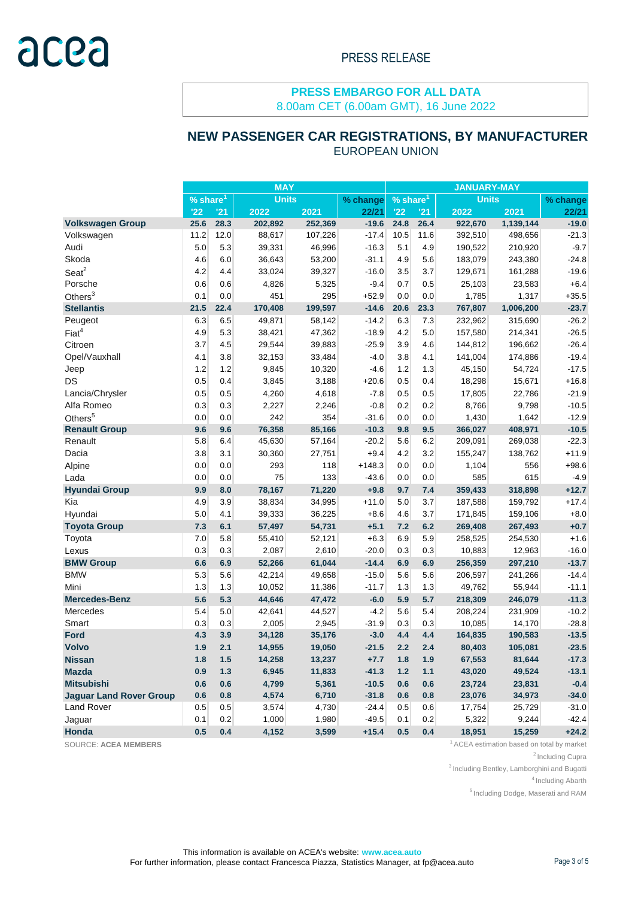PRESS RELEASE

**PRESS EMBARGO FOR ALL DATA**
8.00am CET (6.00am GMT), 16 June 2022

## NEW PASSENGER CAR REGISTRATIONS, BY MANUFACTURER
EUROPEAN UNION

| | MAY | | | | | JANUARY-MAY | | | | |
|---|---|---|---|---|---|---|---|---|---|---|
| | % share[1] | | Units | | % change | % share[1] | | Units | | % change |
| | '22 | '21 | 2022 | 2021 | 22/21 | '22 | '21 | 2022 | 2021 | 22/21 |
| **Volkswagen Group** | **25.6** | **28.3** | **202,892** | **252,369** | **-19.6** | **24.8** | **26.4** | **922,670** | **1,139,144** | **-19.0** |
| Volkswagen | 11.2 | 12.0 | 88,617 | 107,226 | -17.4 | 10.5 | 11.6 | 392,510 | 498,656 | -21.3 |
| Audi | 5.0 | 5.3 | 39,331 | 46,996 | -16.3 | 5.1 | 4.9 | 190,522 | 210,920 | -9.7 |
| Skoda | 4.6 | 6.0 | 36,643 | 53,200 | -31.1 | 4.9 | 5.6 | 183,079 | 243,380 | -24.8 |
| Seat[2] | 4.2 | 4.4 | 33,024 | 39,327 | -16.0 | 3.5 | 3.7 | 129,671 | 161,288 | -19.6 |
| Porsche | 0.6 | 0.6 | 4,826 | 5,325 | -9.4 | 0.7 | 0.5 | 25,103 | 23,583 | +6.4 |
| Others[3] | 0.1 | 0.0 | 451 | 295 | +52.9 | 0.0 | 0.0 | 1,785 | 1,317 | +35.5 |
| **Stellantis** | **21.5** | **22.4** | **170,408** | **199,597** | **-14.6** | **20.6** | **23.3** | **767,807** | **1,006,200** | **-23.7** |
| Peugeot | 6.3 | 6.5 | 49,871 | 58,142 | -14.2 | 6.3 | 7.3 | 232,962 | 315,690 | -26.2 |
| Fiat[4] | 4.9 | 5.3 | 38,421 | 47,362 | -18.9 | 4.2 | 5.0 | 157,580 | 214,341 | -26.5 |
| Citroen | 3.7 | 4.5 | 29,544 | 39,883 | -25.9 | 3.9 | 4.6 | 144,812 | 196,662 | -26.4 |
| Opel/Vauxhall | 4.1 | 3.8 | 32,153 | 33,484 | -4.0 | 3.8 | 4.1 | 141,004 | 174,886 | -19.4 |
| Jeep | 1.2 | 1.2 | 9,845 | 10,320 | -4.6 | 1.2 | 1.3 | 45,150 | 54,724 | -17.5 |
| DS | 0.5 | 0.4 | 3,845 | 3,188 | +20.6 | 0.5 | 0.4 | 18,298 | 15,671 | +16.8 |
| Lancia/Chrysler | 0.5 | 0.5 | 4,260 | 4,618 | -7.8 | 0.5 | 0.5 | 17,805 | 22,786 | -21.9 |
| Alfa Romeo | 0.3 | 0.3 | 2,227 | 2,246 | -0.8 | 0.2 | 0.2 | 8,766 | 9,798 | -10.5 |
| Others[5] | 0.0 | 0.0 | 242 | 354 | -31.6 | 0.0 | 0.0 | 1,430 | 1,642 | -12.9 |
| **Renault Group** | **9.6** | **9.6** | **76,358** | **85,166** | **-10.3** | **9.8** | **9.5** | **366,027** | **408,971** | **-10.5** |
| Renault | 5.8 | 6.4 | 45,630 | 57,164 | -20.2 | 5.6 | 6.2 | 209,091 | 269,038 | -22.3 |
| Dacia | 3.8 | 3.1 | 30,360 | 27,751 | +9.4 | 4.2 | 3.2 | 155,247 | 138,762 | +11.9 |
| Alpine | 0.0 | 0.0 | 293 | 118 | +148.3 | 0.0 | 0.0 | 1,104 | 556 | +98.6 |
| Lada | 0.0 | 0.0 | 75 | 133 | -43.6 | 0.0 | 0.0 | 585 | 615 | -4.9 |
| **Hyundai Group** | **9.9** | **8.0** | **78,167** | **71,220** | **+9.8** | **9.7** | **7.4** | **359,433** | **318,898** | **+12.7** |
| Kia | 4.9 | 3.9 | 38,834 | 34,995 | +11.0 | 5.0 | 3.7 | 187,588 | 159,792 | +17.4 |
| Hyundai | 5.0 | 4.1 | 39,333 | 36,225 | +8.6 | 4.6 | 3.7 | 171,845 | 159,106 | +8.0 |
| **Toyota Group** | **7.3** | **6.1** | **57,497** | **54,731** | **+5.1** | **7.2** | **6.2** | **269,408** | **267,493** | **+0.7** |
| Toyota | 7.0 | 5.8 | 55,410 | 52,121 | +6.3 | 6.9 | 5.9 | 258,525 | 254,530 | +1.6 |
| Lexus | 0.3 | 0.3 | 2,087 | 2,610 | -20.0 | 0.3 | 0.3 | 10,883 | 12,963 | -16.0 |
| **BMW Group** | **6.6** | **6.9** | **52,266** | **61,044** | **-14.4** | **6.9** | **6.9** | **256,359** | **297,210** | **-13.7** |
| BMW | 5.3 | 5.6 | 42,214 | 49,658 | -15.0 | 5.6 | 5.6 | 206,597 | 241,266 | -14.4 |
| Mini | 1.3 | 1.3 | 10,052 | 11,386 | -11.7 | 1.3 | 1.3 | 49,762 | 55,944 | -11.1 |
| **Mercedes-Benz** | **5.6** | **5.3** | **44,646** | **47,472** | **-6.0** | **5.9** | **5.7** | **218,309** | **246,079** | **-11.3** |
| Mercedes | 5.4 | 5.0 | 42,641 | 44,527 | -4.2 | 5.6 | 5.4 | 208,224 | 231,909 | -10.2 |
| Smart | 0.3 | 0.3 | 2,005 | 2,945 | -31.9 | 0.3 | 0.3 | 10,085 | 14,170 | -28.8 |
| **Ford** | **4.3** | **3.9** | **34,128** | **35,176** | **-3.0** | **4.4** | **4.4** | **164,835** | **190,583** | **-13.5** |
| **Volvo** | **1.9** | **2.1** | **14,955** | **19,050** | **-21.5** | **2.2** | **2.4** | **80,403** | **105,081** | **-23.5** |
| **Nissan** | **1.8** | **1.5** | **14,258** | **13,237** | **+7.7** | **1.8** | **1.9** | **67,553** | **81,644** | **-17.3** |
| **Mazda** | **0.9** | **1.3** | **6,945** | **11,833** | **-41.3** | **1.2** | **1.1** | **43,020** | **49,524** | **-13.1** |
| **Mitsubishi** | **0.6** | **0.6** | **4,799** | **5,361** | **-10.5** | **0.6** | **0.6** | **23,724** | **23,831** | **-0.4** |
| **Jaguar Land Rover Group** | **0.6** | **0.8** | **4,574** | **6,710** | **-31.8** | **0.6** | **0.8** | **23,076** | **34,973** | **-34.0** |
| Land Rover | 0.5 | 0.5 | 3,574 | 4,730 | -24.4 | 0.5 | 0.6 | 17,754 | 25,729 | -31.0 |
| Jaguar | 0.1 | 0.2 | 1,000 | 1,980 | -49.5 | 0.1 | 0.2 | 5,322 | 9,244 | -42.4 |
| **Honda** | **0.5** | **0.4** | **4,152** | **3,599** | **+15.4** | **0.5** | **0.4** | **18,951** | **15,259** | **+24.2** |

SOURCE: **ACEA MEMBERS**

[1] ACEA estimation based on total by market
[2] Including Cupra
[3] Including Bentley, Lamborghini and Bugatti
[4] Including Abarth
[5] Including Dodge, Maserati and RAM

This information is available on ACEA's website: **www.acea.auto**
For further information, please contact Francesca Piazza, Statistics Manager, at fp@acea.auto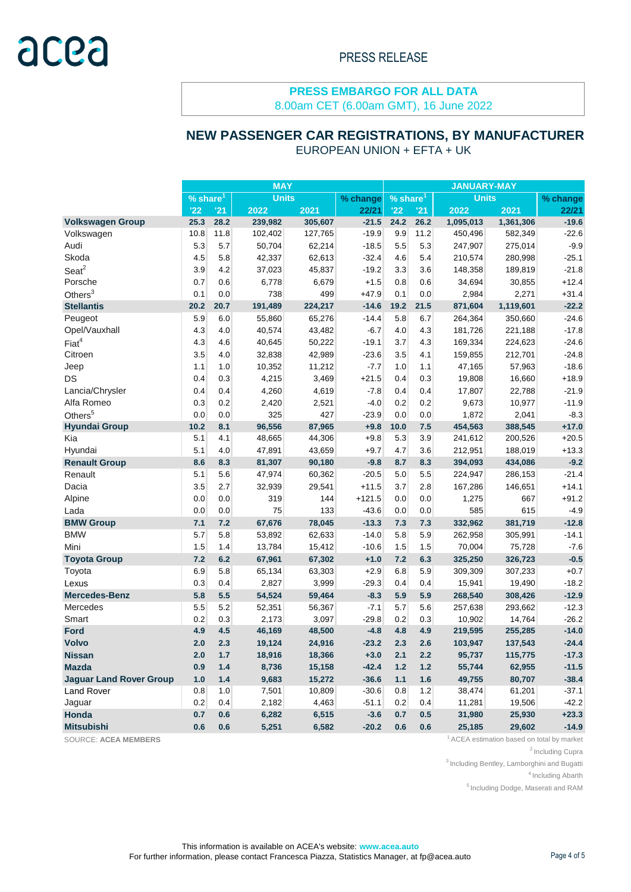PRESS RELEASE

**PRESS EMBARGO FOR ALL DATA**
8.00am CET (6.00am GMT), 16 June 2022

## NEW PASSENGER CAR REGISTRATIONS, BY MANUFACTURER

EUROPEAN UNION + EFTA + UK

| | MAY | | | | | JANUARY-MAY | | | | |
|---|---|---|---|---|---|---|---|---|---|---|
| | % share[1] | | Units | | % change | % share[1] | | Units | | % change |
| | '22 | '21 | 2022 | 2021 | 22/21 | '22 | '21 | 2022 | 2021 | 22/21 |
| **Volkswagen Group** | **25.3** | **28.2** | **239,982** | **305,607** | **-21.5** | **24.2** | **26.2** | **1,095,013** | **1,361,306** | **-19.6** |
| Volkswagen | 10.8 | 11.8 | 102,402 | 127,765 | -19.9 | 9.9 | 11.2 | 450,496 | 582,349 | -22.6 |
| Audi | 5.3 | 5.7 | 50,704 | 62,214 | -18.5 | 5.5 | 5.3 | 247,907 | 275,014 | -9.9 |
| Skoda | 4.5 | 5.8 | 42,337 | 62,613 | -32.4 | 4.6 | 5.4 | 210,574 | 280,998 | -25.1 |
| Seat[2] | 3.9 | 4.2 | 37,023 | 45,837 | -19.2 | 3.3 | 3.6 | 148,358 | 189,819 | -21.8 |
| Porsche | 0.7 | 0.6 | 6,778 | 6,679 | +1.5 | 0.8 | 0.6 | 34,694 | 30,855 | +12.4 |
| Others[3] | 0.1 | 0.0 | 738 | 499 | +47.9 | 0.1 | 0.0 | 2,984 | 2,271 | +31.4 |
| **Stellantis** | **20.2** | **20.7** | **191,489** | **224,217** | **-14.6** | **19.2** | **21.5** | **871,604** | **1,119,601** | **-22.2** |
| Peugeot | 5.9 | 6.0 | 55,860 | 65,276 | -14.4 | 5.8 | 6.7 | 264,364 | 350,660 | -24.6 |
| Opel/Vauxhall | 4.3 | 4.0 | 40,574 | 43,482 | -6.7 | 4.0 | 4.3 | 181,726 | 221,188 | -17.8 |
| Fiat[4] | 4.3 | 4.6 | 40,645 | 50,222 | -19.1 | 3.7 | 4.3 | 169,334 | 224,623 | -24.6 |
| Citroen | 3.5 | 4.0 | 32,838 | 42,989 | -23.6 | 3.5 | 4.1 | 159,855 | 212,701 | -24.8 |
| Jeep | 1.1 | 1.0 | 10,352 | 11,212 | -7.7 | 1.0 | 1.1 | 47,165 | 57,963 | -18.6 |
| DS | 0.4 | 0.3 | 4,215 | 3,469 | +21.5 | 0.4 | 0.3 | 19,808 | 16,660 | +18.9 |
| Lancia/Chrysler | 0.4 | 0.4 | 4,260 | 4,619 | -7.8 | 0.4 | 0.4 | 17,807 | 22,788 | -21.9 |
| Alfa Romeo | 0.3 | 0.2 | 2,420 | 2,521 | -4.0 | 0.2 | 0.2 | 9,673 | 10,977 | -11.9 |
| Others[5] | 0.0 | 0.0 | 325 | 427 | -23.9 | 0.0 | 0.0 | 1,872 | 2,041 | -8.3 |
| **Hyundai Group** | **10.2** | **8.1** | **96,556** | **87,965** | **+9.8** | **10.0** | **7.5** | **454,563** | **388,545** | **+17.0** |
| Kia | 5.1 | 4.1 | 48,665 | 44,306 | +9.8 | 5.3 | 3.9 | 241,612 | 200,526 | +20.5 |
| Hyundai | 5.1 | 4.0 | 47,891 | 43,659 | +9.7 | 4.7 | 3.6 | 212,951 | 188,019 | +13.3 |
| **Renault Group** | **8.6** | **8.3** | **81,307** | **90,180** | **-9.8** | **8.7** | **8.3** | **394,093** | **434,086** | **-9.2** |
| Renault | 5.1 | 5.6 | 47,974 | 60,362 | -20.5 | 5.0 | 5.5 | 224,947 | 286,153 | -21.4 |
| Dacia | 3.5 | 2.7 | 32,939 | 29,541 | +11.5 | 3.7 | 2.8 | 167,286 | 146,651 | +14.1 |
| Alpine | 0.0 | 0.0 | 319 | 144 | +121.5 | 0.0 | 0.0 | 1,275 | 667 | +91.2 |
| Lada | 0.0 | 0.0 | 75 | 133 | -43.6 | 0.0 | 0.0 | 585 | 615 | -4.9 |
| **BMW Group** | **7.1** | **7.2** | **67,676** | **78,045** | **-13.3** | **7.3** | **7.3** | **332,962** | **381,719** | **-12.8** |
| BMW | 5.7 | 5.8 | 53,892 | 62,633 | -14.0 | 5.8 | 5.9 | 262,958 | 305,991 | -14.1 |
| Mini | 1.5 | 1.4 | 13,784 | 15,412 | -10.6 | 1.5 | 1.5 | 70,004 | 75,728 | -7.6 |
| **Toyota Group** | **7.2** | **6.2** | **67,961** | **67,302** | **+1.0** | **7.2** | **6.3** | **325,250** | **326,723** | **-0.5** |
| Toyota | 6.9 | 5.8 | 65,134 | 63,303 | +2.9 | 6.8 | 5.9 | 309,309 | 307,233 | +0.7 |
| Lexus | 0.3 | 0.4 | 2,827 | 3,999 | -29.3 | 0.4 | 0.4 | 15,941 | 19,490 | -18.2 |
| **Mercedes-Benz** | **5.8** | **5.5** | **54,524** | **59,464** | **-8.3** | **5.9** | **5.9** | **268,540** | **308,426** | **-12.9** |
| Mercedes | 5.5 | 5.2 | 52,351 | 56,367 | -7.1 | 5.7 | 5.6 | 257,638 | 293,662 | -12.3 |
| Smart | 0.2 | 0.3 | 2,173 | 3,097 | -29.8 | 0.2 | 0.3 | 10,902 | 14,764 | -26.2 |
| **Ford** | **4.9** | **4.5** | **46,169** | **48,500** | **-4.8** | **4.8** | **4.9** | **219,595** | **255,285** | **-14.0** |
| **Volvo** | **2.0** | **2.3** | **19,124** | **24,916** | **-23.2** | **2.3** | **2.6** | **103,947** | **137,543** | **-24.4** |
| **Nissan** | **2.0** | **1.7** | **18,916** | **18,366** | **+3.0** | **2.1** | **2.2** | **95,737** | **115,775** | **-17.3** |
| **Mazda** | **0.9** | **1.4** | **8,736** | **15,158** | **-42.4** | **1.2** | **1.2** | **55,744** | **62,955** | **-11.5** |
| **Jaguar Land Rover Group** | **1.0** | **1.4** | **9,683** | **15,272** | **-36.6** | **1.1** | **1.6** | **49,755** | **80,707** | **-38.4** |
| Land Rover | 0.8 | 1.0 | 7,501 | 10,809 | -30.6 | 0.8 | 1.2 | 38,474 | 61,201 | -37.1 |
| Jaguar | 0.2 | 0.4 | 2,182 | 4,463 | -51.1 | 0.2 | 0.4 | 11,281 | 19,506 | -42.2 |
| **Honda** | **0.7** | **0.6** | **6,282** | **6,515** | **-3.6** | **0.7** | **0.5** | **31,980** | **25,930** | **+23.3** |
| **Mitsubishi** | **0.6** | **0.6** | **5,251** | **6,582** | **-20.2** | **0.6** | **0.6** | **25,185** | **29,602** | **-14.9** |

SOURCE: **ACEA MEMBERS**

[1] ACEA estimation based on total by market

[2] Including Cupra

[3] Including Bentley, Lamborghini and Bugatti

[4] Including Abarth

[5] Including Dodge, Maserati and RAM

This information is available on ACEA's website: **www.acea.auto**
For further information, please contact Francesca Piazza, Statistics Manager, at fp@acea.auto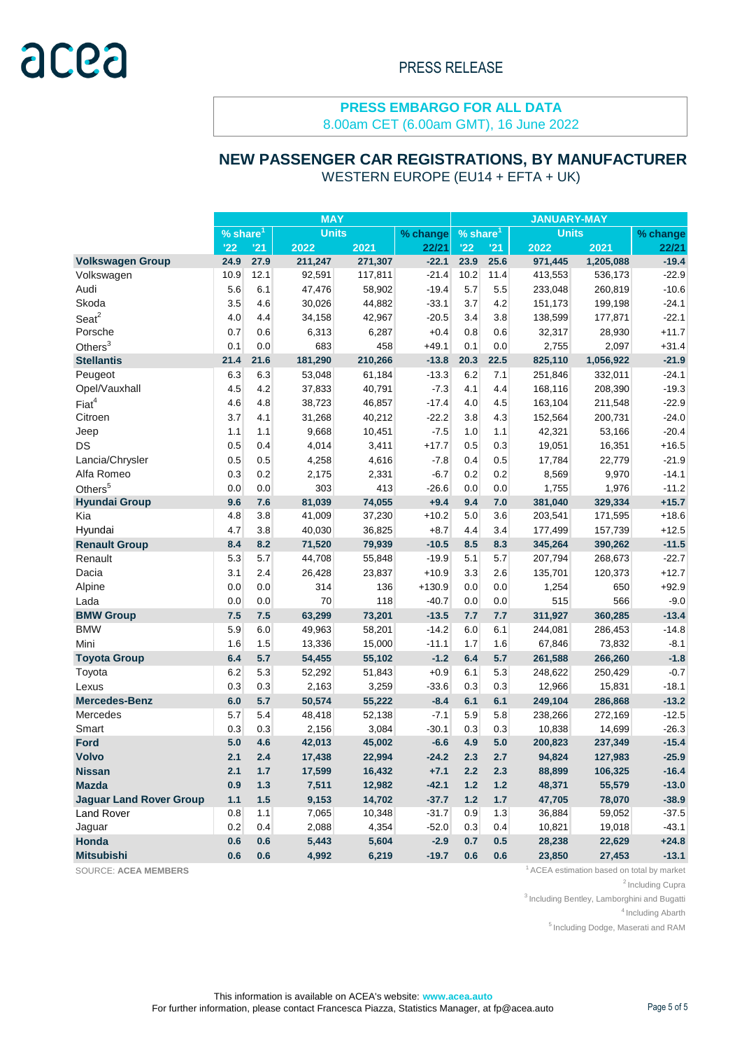acea

PRESS RELEASE

**PRESS EMBARGO FOR ALL DATA**
8.00am CET (6.00am GMT), 16 June 2022

## NEW PASSENGER CAR REGISTRATIONS, BY MANUFACTURER

WESTERN EUROPE (EU14 + EFTA + UK)

| | MAY | | | | | JANUARY-MAY | | | | |
|---|---|---|---|---|---|---|---|---|---|---|
| | % share[1] | | Units | | % change | % share[1] | | Units | | % change |
| | '22 | '21 | 2022 | 2021 | 22/21 | '22 | '21 | 2022 | 2021 | 22/21 |
| **Volkswagen Group** | **24.9** | **27.9** | **211,247** | **271,307** | **-22.1** | **23.9** | **25.6** | **971,445** | **1,205,088** | **-19.4** |
| Volkswagen | 10.9 | 12.1 | 92,591 | 117,811 | -21.4 | 10.2 | 11.4 | 413,553 | 536,173 | -22.9 |
| Audi | 5.6 | 6.1 | 47,476 | 58,902 | -19.4 | 5.7 | 5.5 | 233,048 | 260,819 | -10.6 |
| Skoda | 3.5 | 4.6 | 30,026 | 44,882 | -33.1 | 3.7 | 4.2 | 151,173 | 199,198 | -24.1 |
| Seat[2] | 4.0 | 4.4 | 34,158 | 42,967 | -20.5 | 3.4 | 3.8 | 138,599 | 177,871 | -22.1 |
| Porsche | 0.7 | 0.6 | 6,313 | 6,287 | +0.4 | 0.8 | 0.6 | 32,317 | 28,930 | +11.7 |
| Others[3] | 0.1 | 0.0 | 683 | 458 | +49.1 | 0.1 | 0.0 | 2,755 | 2,097 | +31.4 |
| **Stellantis** | **21.4** | **21.6** | **181,290** | **210,266** | **-13.8** | **20.3** | **22.5** | **825,110** | **1,056,922** | **-21.9** |
| Peugeot | 6.3 | 6.3 | 53,048 | 61,184 | -13.3 | 6.2 | 7.1 | 251,846 | 332,011 | -24.1 |
| Opel/Vauxhall | 4.5 | 4.2 | 37,833 | 40,791 | -7.3 | 4.1 | 4.4 | 168,116 | 208,390 | -19.3 |
| Fiat[4] | 4.6 | 4.8 | 38,723 | 46,857 | -17.4 | 4.0 | 4.5 | 163,104 | 211,548 | -22.9 |
| Citroen | 3.7 | 4.1 | 31,268 | 40,212 | -22.2 | 3.8 | 4.3 | 152,564 | 200,731 | -24.0 |
| Jeep | 1.1 | 1.1 | 9,668 | 10,451 | -7.5 | 1.0 | 1.1 | 42,321 | 53,166 | -20.4 |
| DS | 0.5 | 0.4 | 4,014 | 3,411 | +17.7 | 0.5 | 0.3 | 19,051 | 16,351 | +16.5 |
| Lancia/Chrysler | 0.5 | 0.5 | 4,258 | 4,616 | -7.8 | 0.4 | 0.5 | 17,784 | 22,779 | -21.9 |
| Alfa Romeo | 0.3 | 0.2 | 2,175 | 2,331 | -6.7 | 0.2 | 0.2 | 8,569 | 9,970 | -14.1 |
| Others[5] | 0.0 | 0.0 | 303 | 413 | -26.6 | 0.0 | 0.0 | 1,755 | 1,976 | -11.2 |
| **Hyundai Group** | **9.6** | **7.6** | **81,039** | **74,055** | **+9.4** | **9.4** | **7.0** | **381,040** | **329,334** | **+15.7** |
| Kia | 4.8 | 3.8 | 41,009 | 37,230 | +10.2 | 5.0 | 3.6 | 203,541 | 171,595 | +18.6 |
| Hyundai | 4.7 | 3.8 | 40,030 | 36,825 | +8.7 | 4.4 | 3.4 | 177,499 | 157,739 | +12.5 |
| **Renault Group** | **8.4** | **8.2** | **71,520** | **79,939** | **-10.5** | **8.5** | **8.3** | **345,264** | **390,262** | **-11.5** |
| Renault | 5.3 | 5.7 | 44,708 | 55,848 | -19.9 | 5.1 | 5.7 | 207,794 | 268,673 | -22.7 |
| Dacia | 3.1 | 2.4 | 26,428 | 23,837 | +10.9 | 3.3 | 2.6 | 135,701 | 120,373 | +12.7 |
| Alpine | 0.0 | 0.0 | 314 | 136 | +130.9 | 0.0 | 0.0 | 1,254 | 650 | +92.9 |
| Lada | 0.0 | 0.0 | 70 | 118 | -40.7 | 0.0 | 0.0 | 515 | 566 | -9.0 |
| **BMW Group** | **7.5** | **7.5** | **63,299** | **73,201** | **-13.5** | **7.7** | **7.7** | **311,927** | **360,285** | **-13.4** |
| BMW | 5.9 | 6.0 | 49,963 | 58,201 | -14.2 | 6.0 | 6.1 | 244,081 | 286,453 | -14.8 |
| Mini | 1.6 | 1.5 | 13,336 | 15,000 | -11.1 | 1.7 | 1.6 | 67,846 | 73,832 | -8.1 |
| **Toyota Group** | **6.4** | **5.7** | **54,455** | **55,102** | **-1.2** | **6.4** | **5.7** | **261,588** | **266,260** | **-1.8** |
| Toyota | 6.2 | 5.3 | 52,292 | 51,843 | +0.9 | 6.1 | 5.3 | 248,622 | 250,429 | -0.7 |
| Lexus | 0.3 | 0.3 | 2,163 | 3,259 | -33.6 | 0.3 | 0.3 | 12,966 | 15,831 | -18.1 |
| **Mercedes-Benz** | **6.0** | **5.7** | **50,574** | **55,222** | **-8.4** | **6.1** | **6.1** | **249,104** | **286,868** | **-13.2** |
| Mercedes | 5.7 | 5.4 | 48,418 | 52,138 | -7.1 | 5.9 | 5.8 | 238,266 | 272,169 | -12.5 |
| Smart | 0.3 | 0.3 | 2,156 | 3,084 | -30.1 | 0.3 | 0.3 | 10,838 | 14,699 | -26.3 |
| **Ford** | **5.0** | **4.6** | **42,013** | **45,002** | **-6.6** | **4.9** | **5.0** | **200,823** | **237,349** | **-15.4** |
| **Volvo** | **2.1** | **2.4** | **17,438** | **22,994** | **-24.2** | **2.3** | **2.7** | **94,824** | **127,983** | **-25.9** |
| **Nissan** | **2.1** | **1.7** | **17,599** | **16,432** | **+7.1** | **2.2** | **2.3** | **88,899** | **106,325** | **-16.4** |
| **Mazda** | **0.9** | **1.3** | **7,511** | **12,982** | **-42.1** | **1.2** | **1.2** | **48,371** | **55,579** | **-13.0** |
| **Jaguar Land Rover Group** | **1.1** | **1.5** | **9,153** | **14,702** | **-37.7** | **1.2** | **1.7** | **47,705** | **78,070** | **-38.9** |
| Land Rover | 0.8 | 1.1 | 7,065 | 10,348 | -31.7 | 0.9 | 1.3 | 36,884 | 59,052 | -37.5 |
| Jaguar | 0.2 | 0.4 | 2,088 | 4,354 | -52.0 | 0.3 | 0.4 | 10,821 | 19,018 | -43.1 |
| **Honda** | **0.6** | **0.6** | **5,443** | **5,604** | **-2.9** | **0.7** | **0.5** | **28,238** | **22,629** | **+24.8** |
| **Mitsubishi** | **0.6** | **0.6** | **4,992** | **6,219** | **-19.7** | **0.6** | **0.6** | **23,850** | **27,453** | **-13.1** |

SOURCE: **ACEA MEMBERS**

[1] ACEA estimation based on total by market
[2] Including Cupra
[3] Including Bentley, Lamborghini and Bugatti
[4] Including Abarth
[5] Including Dodge, Maserati and RAM

This information is available on ACEA's website: **www.acea.auto**
For further information, please contact Francesca Piazza, Statistics Manager, at fp@acea.auto